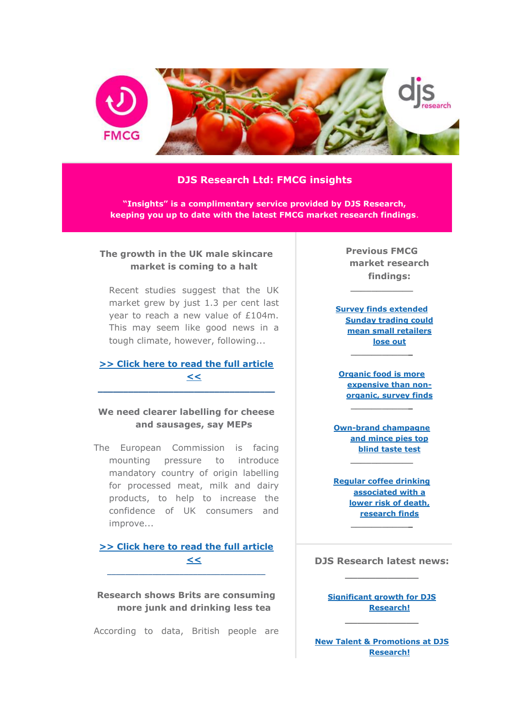## DJS Research Ltd: FMCG insights

**"Insights" is a complimentary service provided by DJS Research, keeping you up to date with the latest FMCG market research findings.**

### The growth in the UK male skincare market is coming to a halt

Recent studies suggest that the UK market grew by just 1.3 per cent last year to reach a new value of £104m. This may seem like good news in a tough climate, however, following...

**>> Click here to read the full article <<**

---

### We need clearer labelling for cheese and sausages, say MEPs

The European Commission is facing mounting pressure to introduce mandatory country of origin labelling for processed meat, milk and dairy products, to help to increase the confidence of UK consumers and improve...

**>> Click here to read the full article <<**

---

### Research shows Brits are consuming more junk and drinking less tea

According to data, British people are

### Previous FMCG market research findings:

---

**Survey finds extended Sunday trading could mean small retailers lose out**

---

**Organic food is more expensive than non-organic, survey finds**

---

**Own-brand champagne and mince pies top blind taste test**

---

**Regular coffee drinking associated with a lower risk of death, research finds**

---

### DJS Research latest news:

---

**Significant growth for DJS Research!**

---

**New Talent & Promotions at DJS Research!**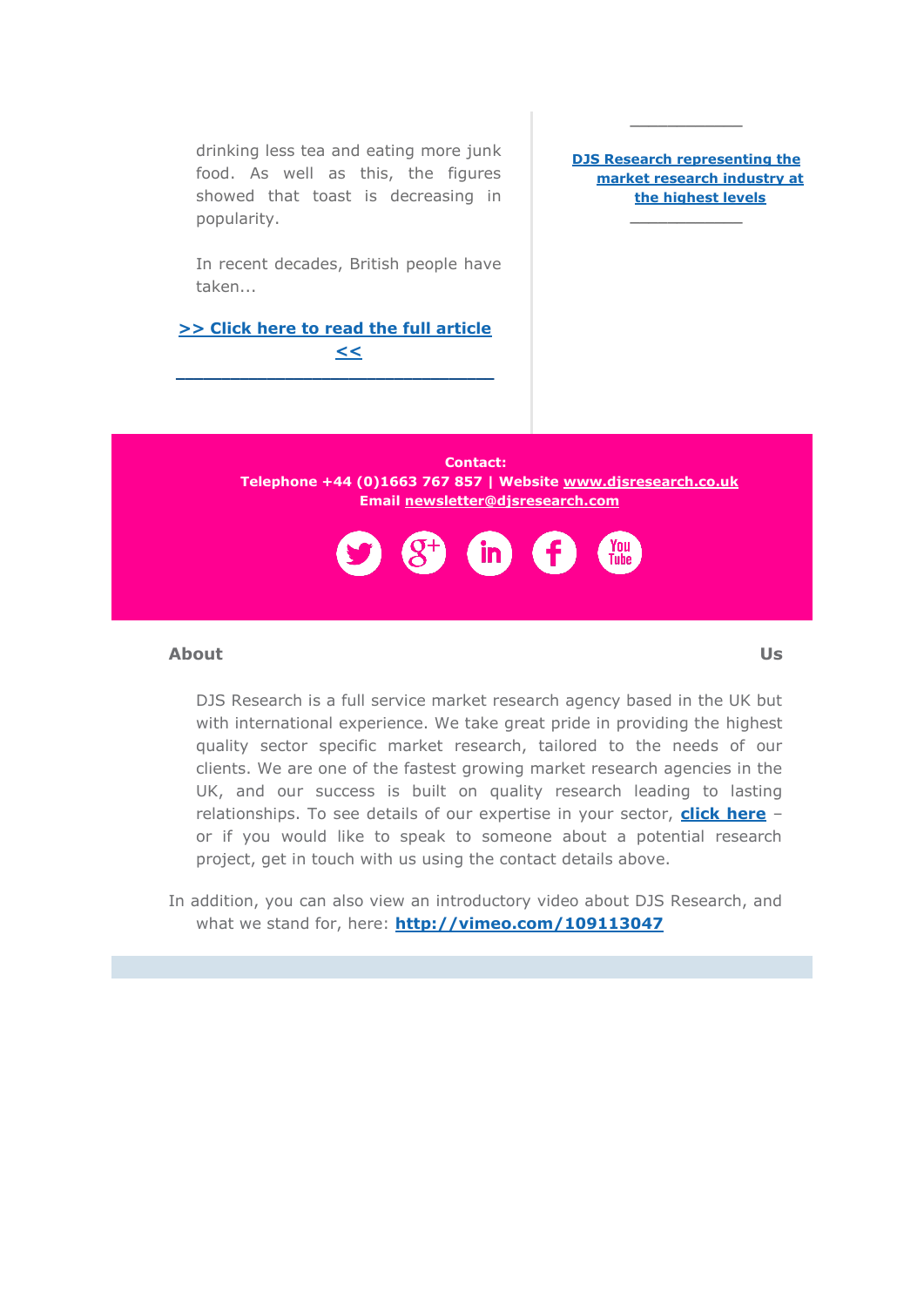drinking less tea and eating more junk food. As well as this, the figures showed that toast is decreasing in popularity.

In recent decades, British people have taken...

**>> Click here to read the full article <<**

______________________________

____________

**DJS Research representing the market research industry at the highest levels**

____________

**Contact:**
**Telephone +44 (0)1663 767 857 | Website www.djsresearch.co.uk**
**Email newsletter@djsresearch.com**

## About Us

DJS Research is a full service market research agency based in the UK but with international experience. We take great pride in providing the highest quality sector specific market research, tailored to the needs of our clients. We are one of the fastest growing market research agencies in the UK, and our success is built on quality research leading to lasting relationships. To see details of our expertise in your sector, **click here** – or if you would like to speak to someone about a potential research project, get in touch with us using the contact details above.

In addition, you can also view an introductory video about DJS Research, and what we stand for, here: **http://vimeo.com/109113047**